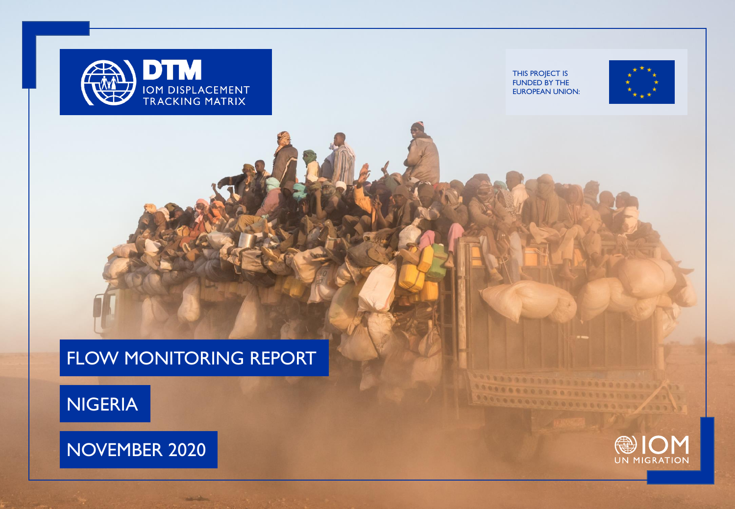DTM

IOM DISPLACEMENT TRACKING MATRIX

THIS PROJECT IS FUNDED BY THE EUROPEAN UNION:

# FLOW MONITORING REPORT

# NIGERIA

# NOVEMBER 2020

IOM UN MIGRATION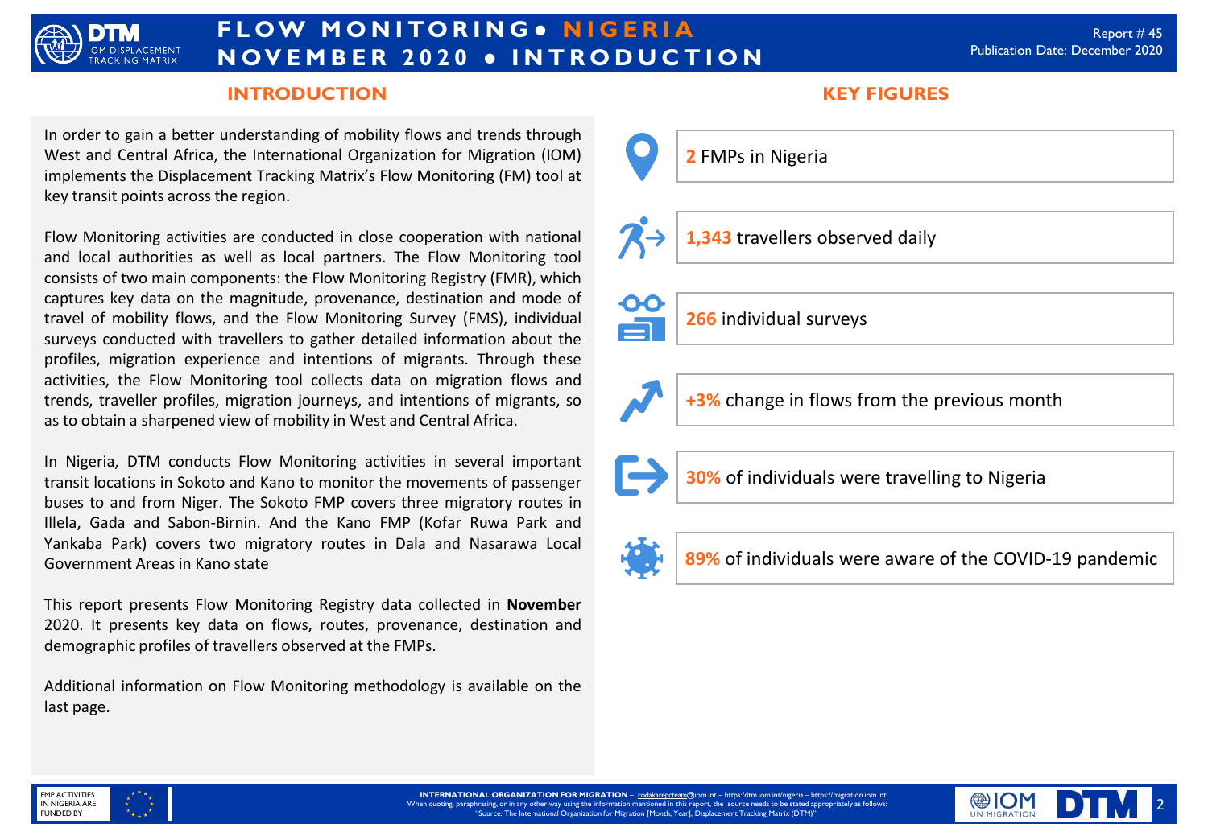# FLOW MONITORING • NIGERIA NOVEMBER 2020 • INTRODUCTION

Report # 45
Publication Date: December 2020

## INTRODUCTION

In order to gain a better understanding of mobility flows and trends through West and Central Africa, the International Organization for Migration (IOM) implements the Displacement Tracking Matrix's Flow Monitoring (FM) tool at key transit points across the region.

Flow Monitoring activities are conducted in close cooperation with national and local authorities as well as local partners. The Flow Monitoring tool consists of two main components: the Flow Monitoring Registry (FMR), which captures key data on the magnitude, provenance, destination and mode of travel of mobility flows, and the Flow Monitoring Survey (FMS), individual surveys conducted with travellers to gather detailed information about the profiles, migration experience and intentions of migrants. Through these activities, the Flow Monitoring tool collects data on migration flows and trends, traveller profiles, migration journeys, and intentions of migrants, so as to obtain a sharpened view of mobility in West and Central Africa.

In Nigeria, DTM conducts Flow Monitoring activities in several important transit locations in Sokoto and Kano to monitor the movements of passenger buses to and from Niger. The Sokoto FMP covers three migratory routes in Illela, Gada and Sabon-Birnin. And the Kano FMP (Kofar Ruwa Park and Yankaba Park) covers two migratory routes in Dala and Nasarawa Local Government Areas in Kano state

This report presents Flow Monitoring Registry data collected in **November** 2020. It presents key data on flows, routes, provenance, destination and demographic profiles of travellers observed at the FMPs.

Additional information on Flow Monitoring methodology is available on the last page.

## KEY FIGURES

- **2** FMPs in Nigeria
- **1,343** travellers observed daily
- **266** individual surveys
- **+3%** change in flows from the previous month
- **30%** of individuals were travelling to Nigeria
- **89%** of individuals were aware of the COVID-19 pandemic

FMP ACTIVITIES IN NIGERIA ARE FUNDED BY

**INTERNATIONAL ORGANIZATION FOR MIGRATION** – rodakarepcteam@iom.int – https://dtm.iom.int/nigeria – https://migration.iom.int
When quoting, paraphrasing, or in any other way using the information mentioned in this report, the source needs to be stated appropriately as follows: "Source: The International Organization for Migration [Month, Year], Displacement Tracking Matrix (DTM)"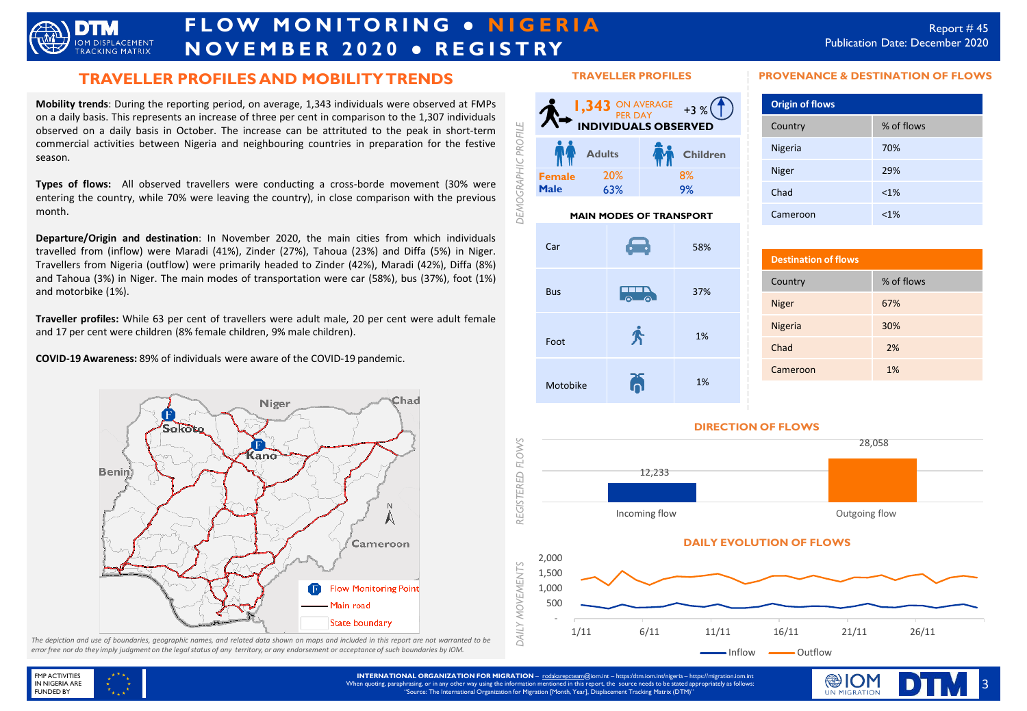# FLOW MONITORING • NIGERIA
# NOVEMBER 2020 • REGISTRY

Report # 45
Publication Date: December 2020

## TRAVELLER PROFILES AND MOBILITY TRENDS

**Mobility trends**: During the reporting period, on average, 1,343 individuals were observed at FMPs on a daily basis. This represents an increase of three per cent in comparison to the 1,307 individuals observed on a daily basis in October. The increase can be attrituted to the peak in short-term commercial activities between Nigeria and neighbouring countries in preparation for the festive season.

**Types of flows:** All observed travellers were conducting a cross-borde movement (30% were entering the country, while 70% were leaving the country), in close comparison with the previous month.

**Departure/Origin and destination**: In November 2020, the main cities from which individuals travelled from (inflow) were Maradi (41%), Zinder (27%), Tahoua (23%) and Diffa (5%) in Niger. Travellers from Nigeria (outflow) were primarily headed to Zinder (42%), Maradi (42%), Diffa (8%) and Tahoua (3%) in Niger. The main modes of transportation were car (58%), bus (37%), foot (1%) and motorbike (1%).

**Traveller profiles:** While 63 per cent of travellers were adult male, 20 per cent were adult female and 17 per cent were children (8% female children, 9% male children).

**COVID-19 Awareness:** 89% of individuals were aware of the COVID-19 pandemic.

*The depiction and use of boundaries, geographic names, and related data shown on maps and included in this report are not warranted to be error free nor do they imply judgment on the legal status of any territory, or any endorsement or acceptance of such boundaries by IOM.*

## TRAVELLER PROFILES

**1,343** ON AVERAGE PER DAY — +3 %
**INDIVIDUALS OBSERVED**

*DEMOGRAPHIC PROFILE*

| | Adults | Children |
|---|---|---|
| Female | 20% | 8% |
| Male | 63% | 9% |

**MAIN MODES OF TRANSPORT**

| Mode | % |
|---|---|
| Car | 58% |
| Bus | 37% |
| Foot | 1% |
| Motobike | 1% |

## PROVENANCE & DESTINATION OF FLOWS

**Origin of flows**

| Country | % of flows |
|---|---|
| Nigeria | 70% |
| Niger | 29% |
| Chad | <1% |
| Cameroon | <1% |

**Destination of flows**

| Country | % of flows |
|---|---|
| Niger | 67% |
| Nigeria | 30% |
| Chad | 2% |
| Cameroon | 1% |

## DIRECTION OF FLOWS

*REGISTERED FLOWS*

| Incoming flow | Outgoing flow |
|---|---|
| 12,233 | 28,058 |

## DAILY EVOLUTION OF FLOWS

*DAILY MOVEMENTS* (Inflow, Outflow; 1/11 – 30/11)

**INTERNATIONAL ORGANIZATION FOR MIGRATION** – rodakarepcteam@iom.int – https://dtm.iom.int/nigeria – https://migration.iom.int
When quoting, paraphrasing, or in any other way using the information mentioned in this report, the source needs to be stated appropriately as follows: "Source: The International Organization for Migration [Month, Year]. Displacement Tracking Matrix (DTM)"

FMP ACTIVITIES IN NIGERIA ARE FUNDED BY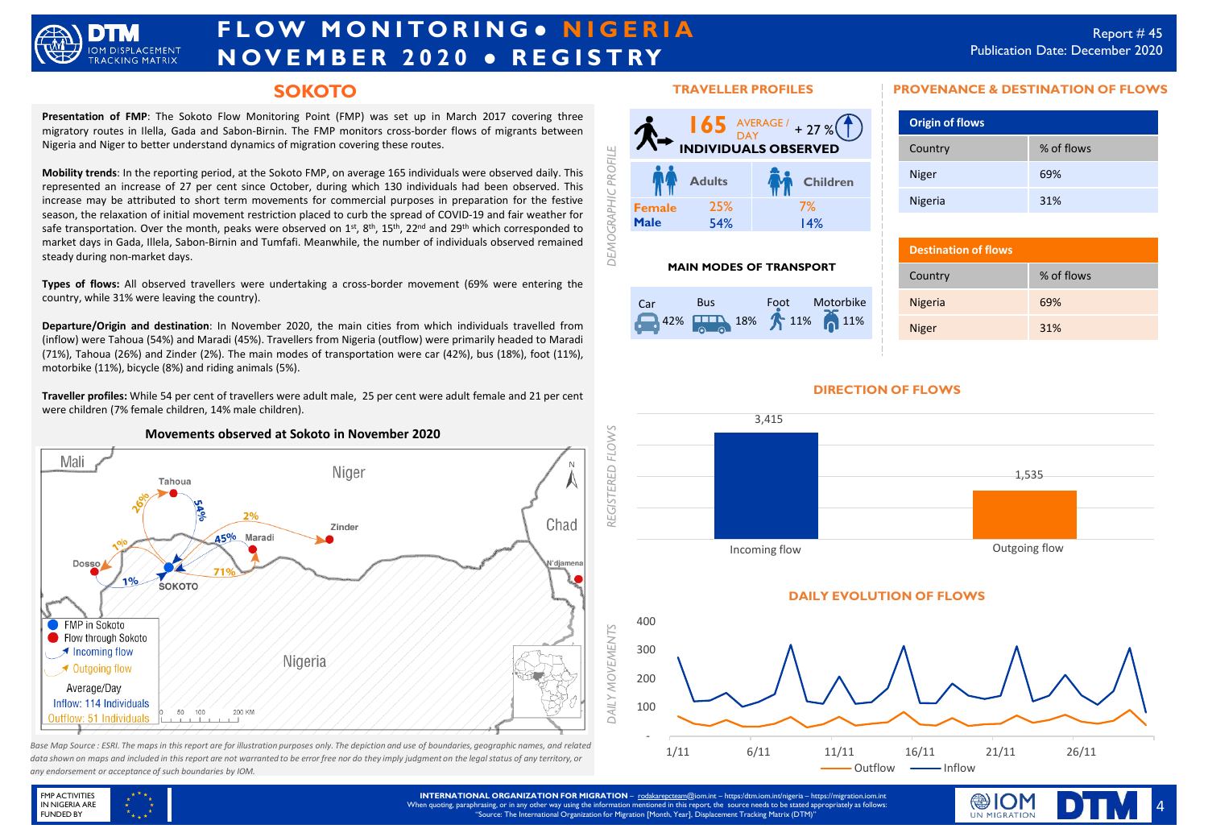# FLOW MONITORING • NIGERIA
# NOVEMBER 2020 • REGISTRY

Report # 45
Publication Date: December 2020

## SOKOTO

**Presentation of FMP**: The Sokoto Flow Monitoring Point (FMP) was set up in March 2017 covering three migratory routes in Ilella, Gada and Sabon-Birnin. The FMP monitors cross-border flows of migrants between Nigeria and Niger to better understand dynamics of migration covering these routes.

**Mobility trends**: In the reporting period, at the Sokoto FMP, on average 165 individuals were observed daily. This represented an increase of 27 per cent since October, during which 130 individuals had been observed. This increase may be attributed to short term movements for commercial purposes in preparation for the festive season, the relaxation of initial movement restriction placed to curb the spread of COVID-19 and fair weather for safe transportation. Over the month, peaks were observed on 1st, 8th, 15th, 22nd and 29th which corresponded to market days in Gada, Illela, Sabon-Birnin and Tumfafi. Meanwhile, the number of individuals observed remained steady during non-market days.

**Types of flows:** All observed travellers were undertaking a cross-border movement (69% were entering the country, while 31% were leaving the country).

**Departure/Origin and destination**: In November 2020, the main cities from which individuals travelled from (inflow) were Tahoua (54%) and Maradi (45%). Travellers from Nigeria (outflow) were primarily headed to Maradi (71%), Tahoua (26%) and Zinder (2%). The main modes of transportation were car (42%), bus (18%), foot (11%), motorbike (11%), bicycle (8%) and riding animals (5%).

**Traveller profiles:** While 54 per cent of travellers were adult male, 25 per cent were adult female and 21 per cent were children (7% female children, 14% male children).

### Movements observed at Sokoto in November 2020

Map labels: Mali, Niger, Chad, Nigeria, Tahoua, Zinder, Maradi, Dosso, SOKOTO, N'djamena; Tahoua 26% (outgoing), 54% (incoming); Zinder 2%; Maradi 45% (incoming), 71% (outgoing); Dosso 1% (outgoing), 1% (incoming).

Legend: FMP in Sokoto; Flow through Sokoto; Incoming flow; Outgoing flow

Average/Day
Inflow: 114 Individuals
Outflow: 51 Individuals

*Base Map Source : ESRI. The maps in this report are for illustration purposes only. The depiction and use of boundaries, geographic names, and related data shown on maps and included in this report are not warranted to be error free nor do they imply judgment on the legal status of any territory, or any endorsement or acceptance of such boundaries by IOM.*

## TRAVELLER PROFILES

**165** AVERAGE / DAY + 27 %
**INDIVIDUALS OBSERVED**

*DEMOGRAPHIC PROFILE*

| | Adults | Children |
|---|---|---|
| **Female** | 25% | 7% |
| **Male** | 54% | 14% |

### MAIN MODES OF TRANSPORT

| Car | Bus | Foot | Motorbike |
|---|---|---|---|
| 42% | 18% | 11% | 11% |

## PROVENANCE & DESTINATION OF FLOWS

| Origin of flows | |
|---|---|
| Country | % of flows |
| Niger | 69% |
| Nigeria | 31% |

| Destination of flows | |
|---|---|
| Country | % of flows |
| Nigeria | 69% |
| Niger | 31% |

## DIRECTION OF FLOWS

*REGISTERED FLOWS*

| Incoming flow | Outgoing flow |
|---|---|
| 3,415 | 1,535 |

## DAILY EVOLUTION OF FLOWS

*DAILY MOVEMENTS*

(Line chart of daily Outflow and Inflow from 1/11 to 30/11; y-axis: -, 100, 200, 300, 400; x-axis: 1/11, 6/11, 11/11, 16/11, 21/11, 26/11)

Legend: Outflow, Inflow

FMP ACTIVITIES IN NIGERIA ARE FUNDED BY

**INTERNATIONAL ORGANIZATION FOR MIGRATION** – rodakarepcteam@iom.int – https://dtm.iom.int/nigeria – https://migration.iom.int
When quoting, paraphrasing, or in any other way using the information mentioned in this report, the source needs to be stated appropriately as follows: "Source: The International Organization for Migration [Month, Year]. Displacement Tracking Matrix (DTM)"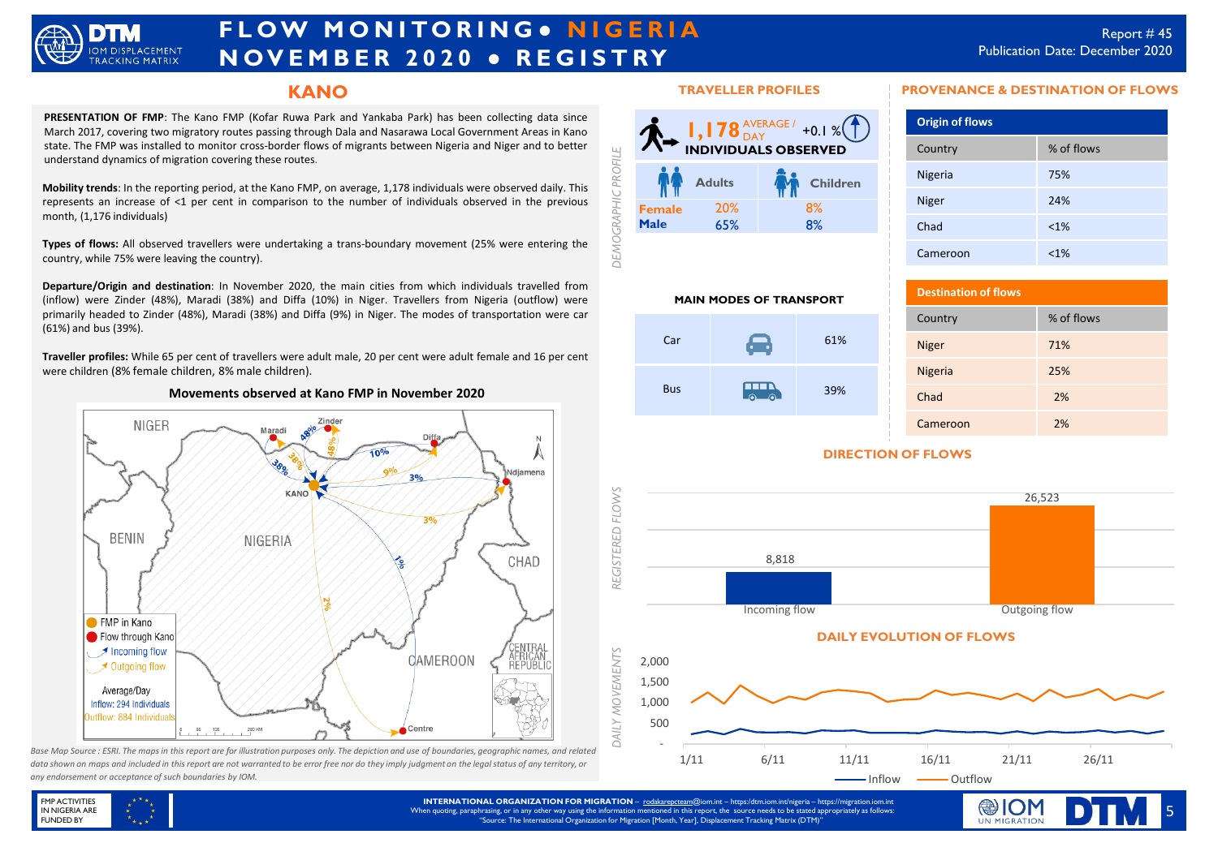# FLOW MONITORING • NIGERIA NOVEMBER 2020 • REGISTRY

Report # 45
Publication Date: December 2020

## KANO

**PRESENTATION OF FMP**: The Kano FMP (Kofar Ruwa Park and Yankaba Park) has been collecting data since March 2017, covering two migratory routes passing through Dala and Nasarawa Local Government Areas in Kano state. The FMP was installed to monitor cross-border flows of migrants between Nigeria and Niger and to better understand dynamics of migration covering these routes.

**Mobility trends**: In the reporting period, at the Kano FMP, on average, 1,178 individuals were observed daily. This represents an increase of <1 per cent in comparison to the number of individuals observed in the previous month, (1,176 individuals)

**Types of flows:** All observed travellers were undertaking a trans-boundary movement (25% were entering the country, while 75% were leaving the country).

**Departure/Origin and destination**: In November 2020, the main cities from which individuals travelled from (inflow) were Zinder (48%), Maradi (38%) and Diffa (10%) in Niger. Travellers from Nigeria (outflow) were primarily headed to Zinder (48%), Maradi (38%) and Diffa (9%) in Niger. The modes of transportation were car (61%) and bus (39%).

**Traveller profiles:** While 65 per cent of travellers were adult male, 20 per cent were adult female and 16 per cent were children (8% female children, 8% male children).

### Movements observed at Kano FMP in November 2020

Map legend: FMP in Kano; Flow through Kano; Incoming flow; Outgoing flow. Average/Day — Inflow: 294 Individuals; Outflow: 884 Individuals.

*Base Map Source : ESRI. The maps in this report are for illustration purposes only. The depiction and use of boundaries, geographic names, and related data shown on maps and included in this report are not warranted to be error free nor do they imply judgment on the legal status of any territory, or any endorsement or acceptance of such boundaries by IOM.*

### TRAVELLER PROFILES

**1,178** AVERAGE / DAY INDIVIDUALS OBSERVED — +0.1 %

| | Adults | Children |
|---|---|---|
| Female | 20% | 8% |
| Male | 65% | 8% |

### MAIN MODES OF TRANSPORT

| Mode | % |
|---|---|
| Car | 61% |
| Bus | 39% |

### PROVENANCE & DESTINATION OF FLOWS

**Origin of flows**

| Country | % of flows |
|---|---|
| Nigeria | 75% |
| Niger | 24% |
| Chad | <1% |
| Cameroon | <1% |

**Destination of flows**

| Country | % of flows |
|---|---|
| Niger | 71% |
| Nigeria | 25% |
| Chad | 2% |
| Cameroon | 2% |

### DIRECTION OF FLOWS

| Flow | Registered flows |
|---|---|
| Incoming flow | 8,818 |
| Outgoing flow | 26,523 |

### DAILY EVOLUTION OF FLOWS

Daily movements (1/11 – 30/11): Inflow, Outflow

**INTERNATIONAL ORGANIZATION FOR MIGRATION** – rodakarepcteam@iom.int – https://dtm.iom.int/nigeria – https://migration.iom.int
When quoting, paraphrasing, or in any other way using the information mentioned in this report, the source needs to be stated appropriately as follows: "Source: The International Organization for Migration [Month, Year]. Displacement Tracking Matrix (DTM)"

FMP ACTIVITIES IN NIGERIA ARE FUNDED BY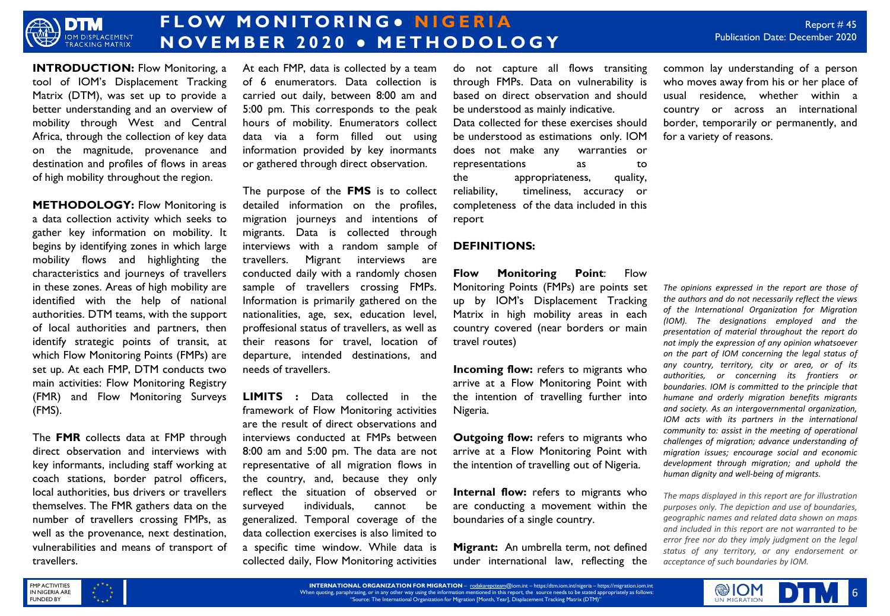# FLOW MONITORING • NIGERIA
# NOVEMBER 2020 • METHODOLOGY

**INTRODUCTION:** Flow Monitoring, a tool of IOM's Displacement Tracking Matrix (DTM), was set up to provide a better understanding and an overview of mobility through West and Central Africa, through the collection of key data on the magnitude, provenance and destination and profiles of flows in areas of high mobility throughout the region.

**METHODOLOGY:** Flow Monitoring is a data collection activity which seeks to gather key information on mobility. It begins by identifying zones in which large mobility flows and highlighting the characteristics and journeys of travellers in these zones. Areas of high mobility are identified with the help of national authorities. DTM teams, with the support of local authorities and partners, then identify strategic points of transit, at which Flow Monitoring Points (FMPs) are set up. At each FMP, DTM conducts two main activities: Flow Monitoring Registry (FMR) and Flow Monitoring Surveys (FMS).

The **FMR** collects data at FMP through direct observation and interviews with key informants, including staff working at coach stations, border patrol officers, local authorities, bus drivers or travellers themselves. The FMR gathers data on the number of travellers crossing FMPs, as well as the provenance, next destination, vulnerabilities and means of transport of travellers.

At each FMP, data is collected by a team of 6 enumerators. Data collection is carried out daily, between 8:00 am and 5:00 pm. This corresponds to the peak hours of mobility. Enumerators collect data via a form filled out using information provided by key inormants or gathered through direct observation.

The purpose of the **FMS** is to collect detailed information on the profiles, migration journeys and intentions of migrants. Data is collected through interviews with a random sample of travellers. Migrant interviews are conducted daily with a randomly chosen sample of travellers crossing FMPs. Information is primarily gathered on the nationalities, age, sex, education level, proffesional status of travellers, as well as their reasons for travel, location of departure, intended destinations, and needs of travellers.

**LIMITS :** Data collected in the framework of Flow Monitoring activities are the result of direct observations and interviews conducted at FMPs between 8:00 am and 5:00 pm. The data are not representative of all migration flows in the country, and, because they only reflect the situation of observed or surveyed individuals, cannot be generalized. Temporal coverage of the data collection exercises is also limited to a specific time window. While data is collected daily, Flow Monitoring activities do not capture all flows transiting through FMPs. Data on vulnerability is based on direct observation and should be understood as mainly indicative.

Data collected for these exercises should be understood as estimations only. IOM does not make any warranties or representations as to the appropriateness, quality, reliability, timeliness, accuracy or completeness of the data included in this report

**DEFINITIONS:**

**Flow Monitoring Point**: Flow Monitoring Points (FMPs) are points set up by IOM's Displacement Tracking Matrix in high mobility areas in each country covered (near borders or main travel routes)

**Incoming flow:** refers to migrants who arrive at a Flow Monitoring Point with the intention of travelling further into Nigeria.

**Outgoing flow:** refers to migrants who arrive at a Flow Monitoring Point with the intention of travelling out of Nigeria.

**Internal flow:** refers to migrants who are conducting a movement within the boundaries of a single country.

**Migrant:** An umbrella term, not defined under international law, reflecting the common lay understanding of a person who moves away from his or her place of usual residence, whether within a country or across an international border, temporarily or permanently, and for a variety of reasons.

*The opinions expressed in the report are those of the authors and do not necessarily reflect the views of the International Organization for Migration (IOM). The designations employed and the presentation of material throughout the report do not imply the expression of any opinion whatsoever on the part of IOM concerning the legal status of any country, territory, city or area, or of its authorities, or concerning its frontiers or boundaries. IOM is committed to the principle that humane and orderly migration benefits migrants and society. As an intergovernmental organization, IOM acts with its partners in the international community to: assist in the meeting of operational challenges of migration; advance understanding of migration issues; encourage social and economic development through migration; and uphold the human dignity and well-being of migrants.*

*The maps displayed in this report are for illustration purposes only. The depiction and use of boundaries, geographic names and related data shown on maps and included in this report are not warranted to be error free nor do they imply judgment on the legal status of any territory, or any endorsement or acceptance of such boundaries by IOM.*